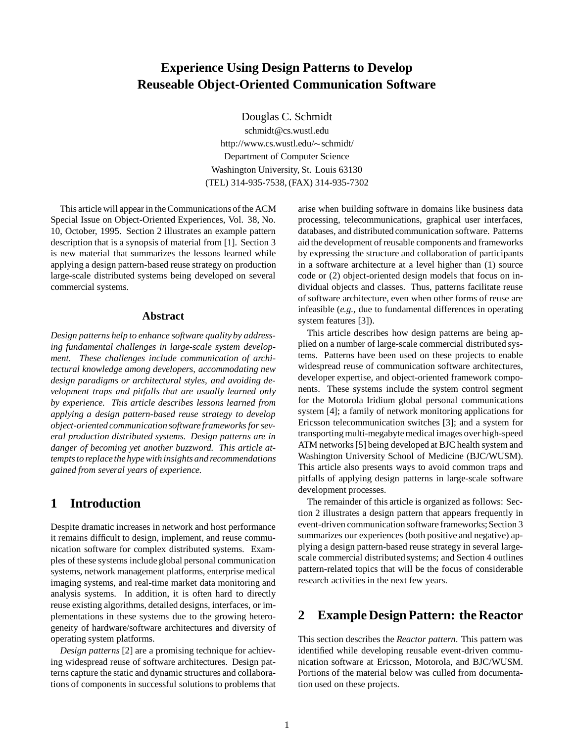# Experience Using Design Patterns to Develop Reuseable Object-Oriented Communication Software

Douglas C. Schmidt
schmidt@cs.wustl.edu
http://www.cs.wustl.edu/~schmidt/
Department of Computer Science
Washington University, St. Louis 63130
(TEL) 314-935-7538, (FAX) 314-935-7302

This article will appear in the Communications of the ACM Special Issue on Object-Oriented Experiences, Vol. 38, No. 10, October, 1995. Section 2 illustrates an example pattern description that is a synopsis of material from [1]. Section 3 is new material that summarizes the lessons learned while applying a design pattern-based reuse strategy on production large-scale distributed systems being developed on several commercial systems.

### Abstract

*Design patterns help to enhance software quality by addressing fundamental challenges in large-scale system development. These challenges include communication of architectural knowledge among developers, accommodating new design paradigms or architectural styles, and avoiding development traps and pitfalls that are usually learned only by experience. This article describes lessons learned from applying a design pattern-based reuse strategy to develop object-oriented communication software frameworks for several production distributed systems. Design patterns are in danger of becoming yet another buzzword. This article attempts to replace the hype with insights and recommendations gained from several years of experience.*

## 1 Introduction

Despite dramatic increases in network and host performance it remains difficult to design, implement, and reuse communication software for complex distributed systems. Examples of these systems include global personal communication systems, network management platforms, enterprise medical imaging systems, and real-time market data monitoring and analysis systems. In addition, it is often hard to directly reuse existing algorithms, detailed designs, interfaces, or implementations in these systems due to the growing heterogeneity of hardware/software architectures and diversity of operating system platforms.

*Design patterns* [2] are a promising technique for achieving widespread reuse of software architectures. Design patterns capture the static and dynamic structures and collaborations of components in successful solutions to problems that arise when building software in domains like business data processing, telecommunications, graphical user interfaces, databases, and distributed communication software. Patterns aid the development of reusable components and frameworks by expressing the structure and collaboration of participants in a software architecture at a level higher than (1) source code or (2) object-oriented design models that focus on individual objects and classes. Thus, patterns facilitate reuse of software architecture, even when other forms of reuse are infeasible (*e.g.*, due to fundamental differences in operating system features [3]).

This article describes how design patterns are being applied on a number of large-scale commercial distributed systems. Patterns have been used on these projects to enable widespread reuse of communication software architectures, developer expertise, and object-oriented framework components. These systems include the system control segment for the Motorola Iridium global personal communications system [4]; a family of network monitoring applications for Ericsson telecommunication switches [3]; and a system for transporting multi-megabyte medical images over high-speed ATM networks [5] being developed at BJC health system and Washington University School of Medicine (BJC/WUSM). This article also presents ways to avoid common traps and pitfalls of applying design patterns in large-scale software development processes.

The remainder of this article is organized as follows: Section 2 illustrates a design pattern that appears frequently in event-driven communication software frameworks; Section 3 summarizes our experiences (both positive and negative) applying a design pattern-based reuse strategy in several large-scale commercial distributed systems; and Section 4 outlines pattern-related topics that will be the focus of considerable research activities in the next few years.

## 2 Example Design Pattern: the Reactor

This section describes the *Reactor pattern*. This pattern was identified while developing reusable event-driven communication software at Ericsson, Motorola, and BJC/WUSM. Portions of the material below was culled from documentation used on these projects.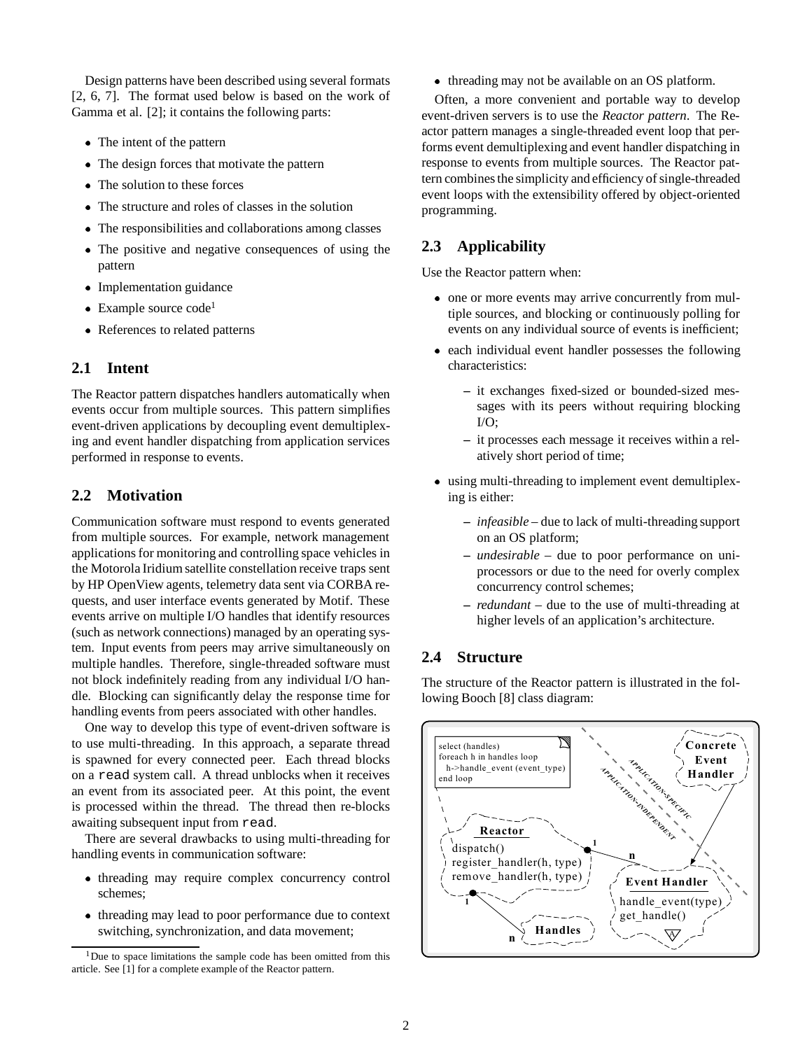Design patterns have been described using several formats [2, 6, 7]. The format used below is based on the work of Gamma et al. [2]; it contains the following parts:

- The intent of the pattern
- The design forces that motivate the pattern
- The solution to these forces
- The structure and roles of classes in the solution
- The responsibilities and collaborations among classes
- The positive and negative consequences of using the pattern
- Implementation guidance
- Example source code[1]
- References to related patterns

## 2.1 Intent

The Reactor pattern dispatches handlers automatically when events occur from multiple sources. This pattern simplifies event-driven applications by decoupling event demultiplexing and event handler dispatching from application services performed in response to events.

## 2.2 Motivation

Communication software must respond to events generated from multiple sources. For example, network management applications for monitoring and controlling space vehicles in the Motorola Iridium satellite constellation receive traps sent by HP OpenView agents, telemetry data sent via CORBA requests, and user interface events generated by Motif. These events arrive on multiple I/O handles that identify resources (such as network connections) managed by an operating system. Input events from peers may arrive simultaneously on multiple handles. Therefore, single-threaded software must not block indefinitely reading from any individual I/O handle. Blocking can significantly delay the response time for handling events from peers associated with other handles.

One way to develop this type of event-driven software is to use multi-threading. In this approach, a separate thread is spawned for every connected peer. Each thread blocks on a `read` system call. A thread unblocks when it receives an event from its associated peer. At this point, the event is processed within the thread. The thread then re-blocks awaiting subsequent input from `read`.

There are several drawbacks to using multi-threading for handling events in communication software:

- threading may require complex concurrency control schemes;
- threading may lead to poor performance due to context switching, synchronization, and data movement;
- threading may not be available on an OS platform.

Often, a more convenient and portable way to develop event-driven servers is to use the *Reactor pattern*. The Reactor pattern manages a single-threaded event loop that performs event demultiplexing and event handler dispatching in response to events from multiple sources. The Reactor pattern combines the simplicity and efficiency of single-threaded event loops with the extensibility offered by object-oriented programming.

## 2.3 Applicability

Use the Reactor pattern when:

- one or more events may arrive concurrently from multiple sources, and blocking or continuously polling for events on any individual source of events is inefficient;
- each individual event handler possesses the following characteristics:
  - it exchanges fixed-sized or bounded-sized messages with its peers without requiring blocking I/O;
  - it processes each message it receives within a relatively short period of time;
- using multi-threading to implement event demultiplexing is either:
  - *infeasible* – due to lack of multi-threading support on an OS platform;
  - *undesirable* – due to poor performance on uniprocessors or due to the need for overly complex concurrency control schemes;
  - *redundant* – due to the use of multi-threading at higher levels of an application's architecture.

## 2.4 Structure

The structure of the Reactor pattern is illustrated in the following Booch [8] class diagram:

```
select (handles)
foreach h in handles loop
  h->handle_event (event_type)
end loop
```

Reactor: dispatch(), register_handler(h, type), remove_handler(h, type)

Event Handler: handle_event(type), get_handle()

Concrete Event Handler

Handles

APPLICATION-SPECIFIC / APPLICATION-INDEPENDENT

[1] Due to space limitations the sample code has been omitted from this article. See [1] for a complete example of the Reactor pattern.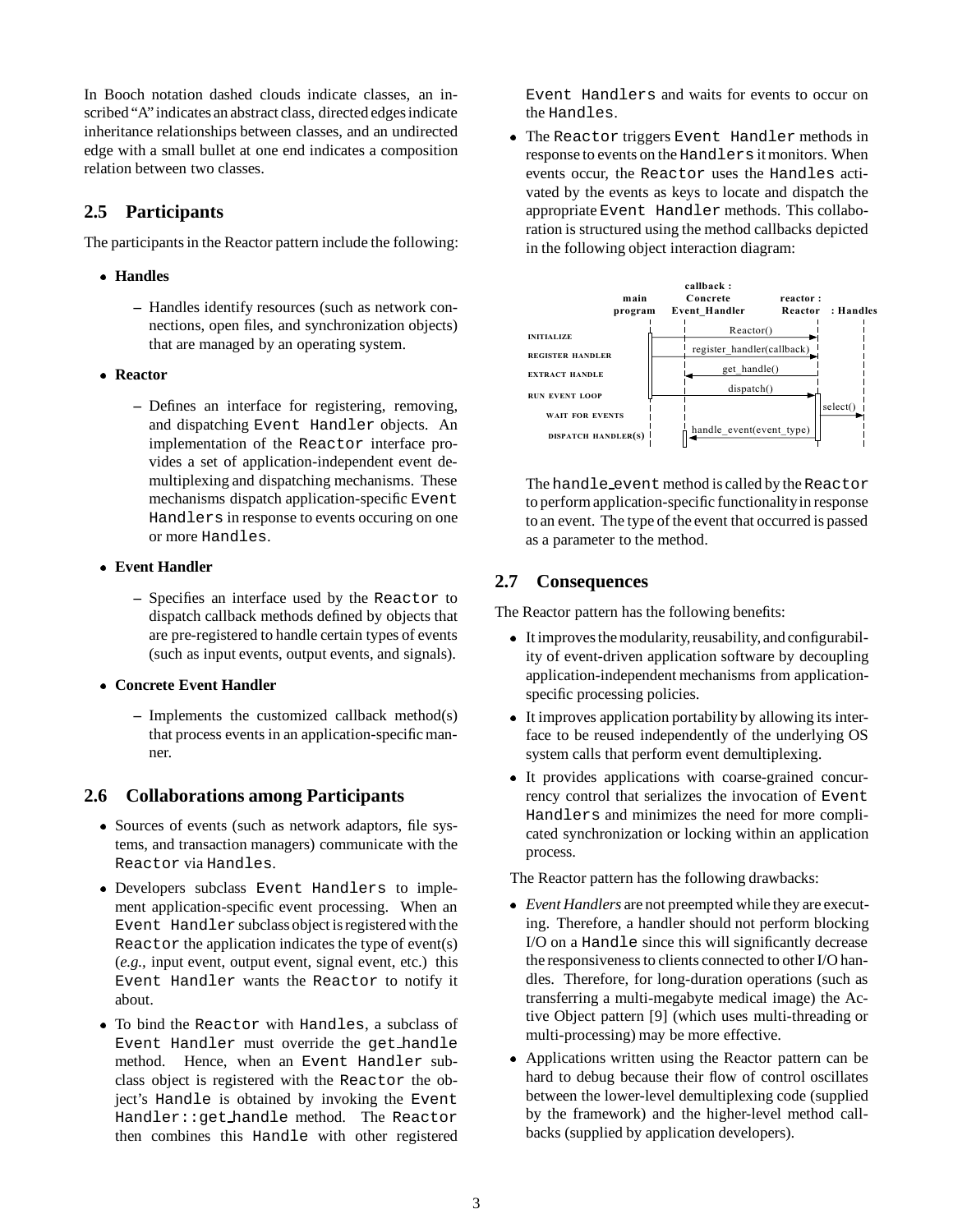In Booch notation dashed clouds indicate classes, an inscribed "A" indicates an abstract class, directed edges indicate inheritance relationships between classes, and an undirected edge with a small bullet at one end indicates a composition relation between two classes.

## 2.5 Participants

The participants in the Reactor pattern include the following:

- **Handles**
  - Handles identify resources (such as network connections, open files, and synchronization objects) that are managed by an operating system.
- **Reactor**
  - Defines an interface for registering, removing, and dispatching `Event Handler` objects. An implementation of the `Reactor` interface provides a set of application-independent event demultiplexing and dispatching mechanisms. These mechanisms dispatch application-specific `Event Handlers` in response to events occuring on one or more `Handles`.
- **Event Handler**
  - Specifies an interface used by the `Reactor` to dispatch callback methods defined by objects that are pre-registered to handle certain types of events (such as input events, output events, and signals).
- **Concrete Event Handler**
  - Implements the customized callback method(s) that process events in an application-specific manner.

## 2.6 Collaborations among Participants

- Sources of events (such as network adaptors, file systems, and transaction managers) communicate with the `Reactor` via `Handles`.
- Developers subclass `Event Handlers` to implement application-specific event processing. When an `Event Handler` subclass object is registered with the `Reactor` the application indicates the type of event(s) (*e.g.*, input event, output event, signal event, etc.) this `Event Handler` wants the `Reactor` to notify it about.
- To bind the `Reactor` with `Handles`, a subclass of `Event Handler` must override the `get_handle` method. Hence, when an `Event Handler` subclass object is registered with the `Reactor` the object's `Handle` is obtained by invoking the `Event Handler::get_handle` method. The `Reactor` then combines this `Handle` with other registered `Event Handlers` and waits for events to occur on the `Handles`.
- The `Reactor` triggers `Event Handler` methods in response to events on the `Handlers` it monitors. When events occur, the `Reactor` uses the `Handles` activated by the events as keys to locate and dispatch the appropriate `Event Handler` methods. This collaboration is structured using the method callbacks depicted in the following object interaction diagram:

```
                main       callback :          reactor :
               program   Concrete Event_Handler  Reactor    : Handles
INITIALIZE                  ---- Reactor() ---------->
REGISTER HANDLER            ---- register_handler(callback) ->
EXTRACT HANDLE              <--- get_handle() ---------
RUN EVENT LOOP              ---- dispatch() ---------->
  WAIT FOR EVENTS                                       --- select() -->
  DISPATCH HANDLER(S)       <--- handle_event(event_type) ---
```

The `handle_event` method is called by the `Reactor` to perform application-specific functionality in response to an event. The type of the event that occurred is passed as a parameter to the method.

## 2.7 Consequences

The Reactor pattern has the following benefits:

- It improves the modularity, reusability, and configurability of event-driven application software by decoupling application-independent mechanisms from application-specific processing policies.
- It improves application portability by allowing its interface to be reused independently of the underlying OS system calls that perform event demultiplexing.
- It provides applications with coarse-grained concurrency control that serializes the invocation of `Event Handlers` and minimizes the need for more complicated synchronization or locking within an application process.

The Reactor pattern has the following drawbacks:

- *Event Handlers* are not preempted while they are executing. Therefore, a handler should not perform blocking I/O on a `Handle` since this will significantly decrease the responsiveness to clients connected to other I/O handles. Therefore, for long-duration operations (such as transferring a multi-megabyte medical image) the Active Object pattern [9] (which uses multi-threading or multi-processing) may be more effective.
- Applications written using the Reactor pattern can be hard to debug because their flow of control oscillates between the lower-level demultiplexing code (supplied by the framework) and the higher-level method callbacks (supplied by application developers).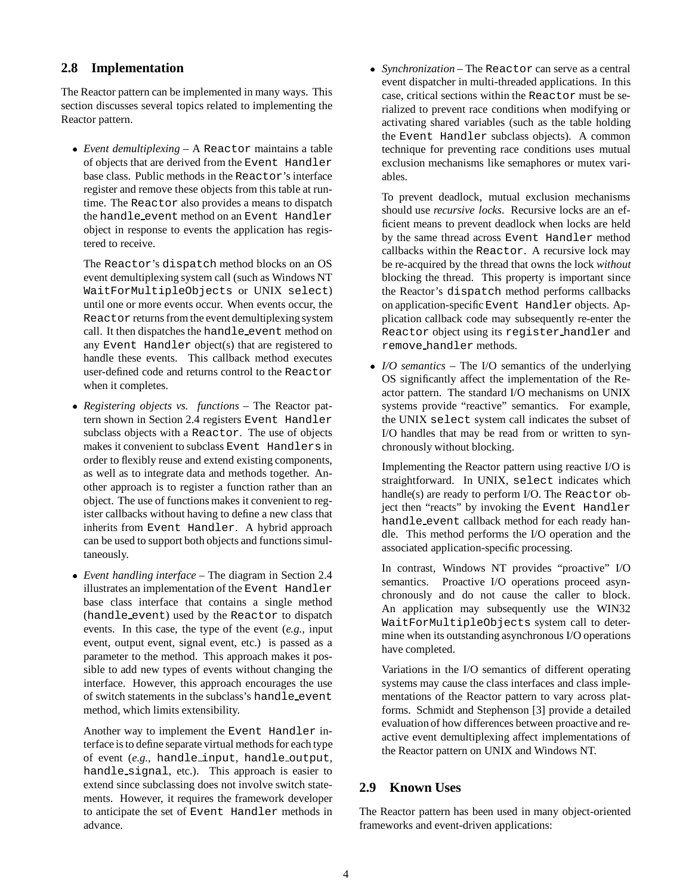## 2.8 Implementation

The Reactor pattern can be implemented in many ways. This section discusses several topics related to implementing the Reactor pattern.

- *Event demultiplexing* – A `Reactor` maintains a table of objects that are derived from the `Event Handler` base class. Public methods in the `Reactor`'s interface register and remove these objects from this table at runtime. The `Reactor` also provides a means to dispatch the `handle_event` method on an `Event Handler` object in response to events the application has registered to receive.

  The `Reactor`'s `dispatch` method blocks on an OS event demultiplexing system call (such as Windows NT `WaitForMultipleObjects` or UNIX `select`) until one or more events occur. When events occur, the `Reactor` returns from the event demultiplexing system call. It then dispatches the `handle_event` method on any `Event Handler` object(s) that are registered to handle these events. This callback method executes user-defined code and returns control to the `Reactor` when it completes.

- *Registering objects vs. functions* – The Reactor pattern shown in Section 2.4 registers `Event Handler` subclass objects with a `Reactor`. The use of objects makes it convenient to subclass `Event Handlers` in order to flexibly reuse and extend existing components, as well as to integrate data and methods together. Another approach is to register a function rather than an object. The use of functions makes it convenient to register callbacks without having to define a new class that inherits from `Event Handler`. A hybrid approach can be used to support both objects and functions simultaneously.

- *Event handling interface* – The diagram in Section 2.4 illustrates an implementation of the `Event Handler` base class interface that contains a single method (`handle_event`) used by the `Reactor` to dispatch events. In this case, the type of the event (*e.g.,* input event, output event, signal event, etc.) is passed as a parameter to the method. This approach makes it possible to add new types of events without changing the interface. However, this approach encourages the use of switch statements in the subclass's `handle_event` method, which limits extensibility.

  Another way to implement the `Event Handler` interface is to define separate virtual methods for each type of event (*e.g.,* `handle_input`, `handle_output`, `handle_signal`, etc.). This approach is easier to extend since subclassing does not involve switch statements. However, it requires the framework developer to anticipate the set of `Event Handler` methods in advance.

- *Synchronization* – The `Reactor` can serve as a central event dispatcher in multi-threaded applications. In this case, critical sections within the `Reactor` must be serialized to prevent race conditions when modifying or activating shared variables (such as the table holding the `Event Handler` subclass objects). A common technique for preventing race conditions uses mutual exclusion mechanisms like semaphores or mutex variables.

  To prevent deadlock, mutual exclusion mechanisms should use *recursive locks*. Recursive locks are an efficient means to prevent deadlock when locks are held by the same thread across `Event Handler` method callbacks within the `Reactor`. A recursive lock may be re-acquired by the thread that owns the lock *without* blocking the thread. This property is important since the Reactor's `dispatch` method performs callbacks on application-specific `Event Handler` objects. Application callback code may subsequently re-enter the `Reactor` object using its `register_handler` and `remove_handler` methods.

- *I/O semantics* – The I/O semantics of the underlying OS significantly affect the implementation of the Reactor pattern. The standard I/O mechanisms on UNIX systems provide "reactive" semantics. For example, the UNIX `select` system call indicates the subset of I/O handles that may be read from or written to synchronously without blocking.

  Implementing the Reactor pattern using reactive I/O is straightforward. In UNIX, `select` indicates which handle(s) are ready to perform I/O. The `Reactor` object then "reacts" by invoking the `Event Handler` `handle_event` callback method for each ready handle. This method performs the I/O operation and the associated application-specific processing.

  In contrast, Windows NT provides "proactive" I/O semantics. Proactive I/O operations proceed asynchronously and do not cause the caller to block. An application may subsequently use the WIN32 `WaitForMultipleObjects` system call to determine when its outstanding asynchronous I/O operations have completed.

  Variations in the I/O semantics of different operating systems may cause the class interfaces and class implementations of the Reactor pattern to vary across platforms. Schmidt and Stephenson [3] provide a detailed evaluation of how differences between proactive and reactive event demultiplexing affect implementations of the Reactor pattern on UNIX and Windows NT.

## 2.9 Known Uses

The Reactor pattern has been used in many object-oriented frameworks and event-driven applications: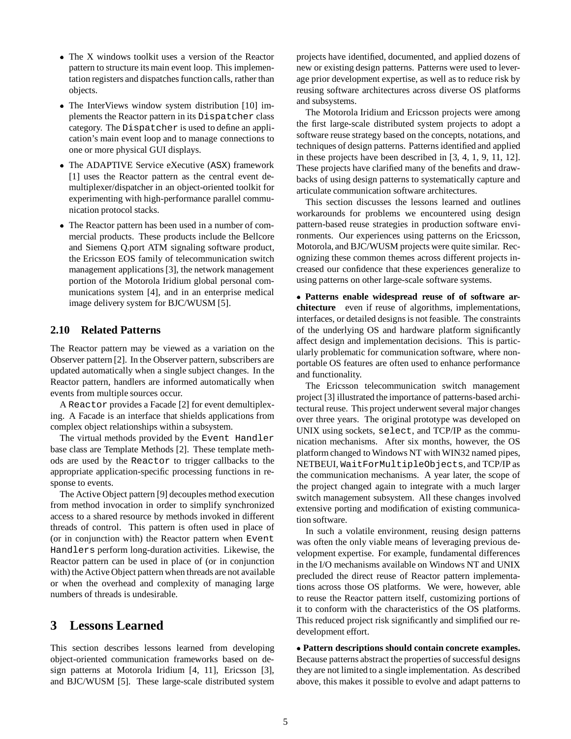- The X windows toolkit uses a version of the Reactor pattern to structure its main event loop. This implementation registers and dispatches function calls, rather than objects.
- The InterViews window system distribution [10] implements the Reactor pattern in its `Dispatcher` class category. The `Dispatcher` is used to define an application's main event loop and to manage connections to one or more physical GUI displays.
- The ADAPTIVE Service eXecutive (`ASX`) framework [1] uses the Reactor pattern as the central event demultiplexer/dispatcher in an object-oriented toolkit for experimenting with high-performance parallel communication protocol stacks.
- The Reactor pattern has been used in a number of commercial products. These products include the Bellcore and Siemens Q.port ATM signaling software product, the Ericsson EOS family of telecommunication switch management applications [3], the network management portion of the Motorola Iridium global personal communications system [4], and in an enterprise medical image delivery system for BJC/WUSM [5].

## 2.10 Related Patterns

The Reactor pattern may be viewed as a variation on the Observer pattern [2]. In the Observer pattern, subscribers are updated automatically when a single subject changes. In the Reactor pattern, handlers are informed automatically when events from multiple sources occur.

A `Reactor` provides a Facade [2] for event demultiplexing. A Facade is an interface that shields applications from complex object relationships within a subsystem.

The virtual methods provided by the `Event Handler` base class are Template Methods [2]. These template methods are used by the `Reactor` to trigger callbacks to the appropriate application-specific processing functions in response to events.

The Active Object pattern [9] decouples method execution from method invocation in order to simplify synchronized access to a shared resource by methods invoked in different threads of control. This pattern is often used in place of (or in conjunction with) the Reactor pattern when `Event Handlers` perform long-duration activities. Likewise, the Reactor pattern can be used in place of (or in conjunction with) the Active Object pattern when threads are not available or when the overhead and complexity of managing large numbers of threads is undesirable.

# 3 Lessons Learned

This section describes lessons learned from developing object-oriented communication frameworks based on design patterns at Motorola Iridium [4, 11], Ericsson [3], and BJC/WUSM [5]. These large-scale distributed system projects have identified, documented, and applied dozens of new or existing design patterns. Patterns were used to leverage prior development expertise, as well as to reduce risk by reusing software architectures across diverse OS platforms and subsystems.

The Motorola Iridium and Ericsson projects were among the first large-scale distributed system projects to adopt a software reuse strategy based on the concepts, notations, and techniques of design patterns. Patterns identified and applied in these projects have been described in [3, 4, 1, 9, 11, 12]. These projects have clarified many of the benefits and drawbacks of using design patterns to systematically capture and articulate communication software architectures.

This section discusses the lessons learned and outlines workarounds for problems we encountered using design pattern-based reuse strategies in production software environments. Our experiences using patterns on the Ericsson, Motorola, and BJC/WUSM projects were quite similar. Recognizing these common themes across different projects increased our confidence that these experiences generalize to using patterns on other large-scale software systems.

- **Patterns enable widespread reuse of of software architecture** even if reuse of algorithms, implementations, interfaces, or detailed designs is not feasible. The constraints of the underlying OS and hardware platform significantly affect design and implementation decisions. This is particularly problematic for communication software, where non-portable OS features are often used to enhance performance and functionality.

The Ericsson telecommunication switch management project [3] illustrated the importance of patterns-based architectural reuse. This project underwent several major changes over three years. The original prototype was developed on UNIX using sockets, `select`, and TCP/IP as the communication mechanisms. After six months, however, the OS platform changed to Windows NT with WIN32 named pipes, NETBEUI, `WaitForMultipleObjects`, and TCP/IP as the communication mechanisms. A year later, the scope of the project changed again to integrate with a much larger switch management subsystem. All these changes involved extensive porting and modification of existing communication software.

In such a volatile environment, reusing design patterns was often the only viable means of leveraging previous development expertise. For example, fundamental differences in the I/O mechanisms available on Windows NT and UNIX precluded the direct reuse of Reactor pattern implementations across those OS platforms. We were, however, able to reuse the Reactor pattern itself, customizing portions of it to conform with the characteristics of the OS platforms. This reduced project risk significantly and simplified our redevelopment effort.

- **Pattern descriptions should contain concrete examples.** Because patterns abstract the properties of successful designs they are not limited to a single implementation. As described above, this makes it possible to evolve and adapt patterns to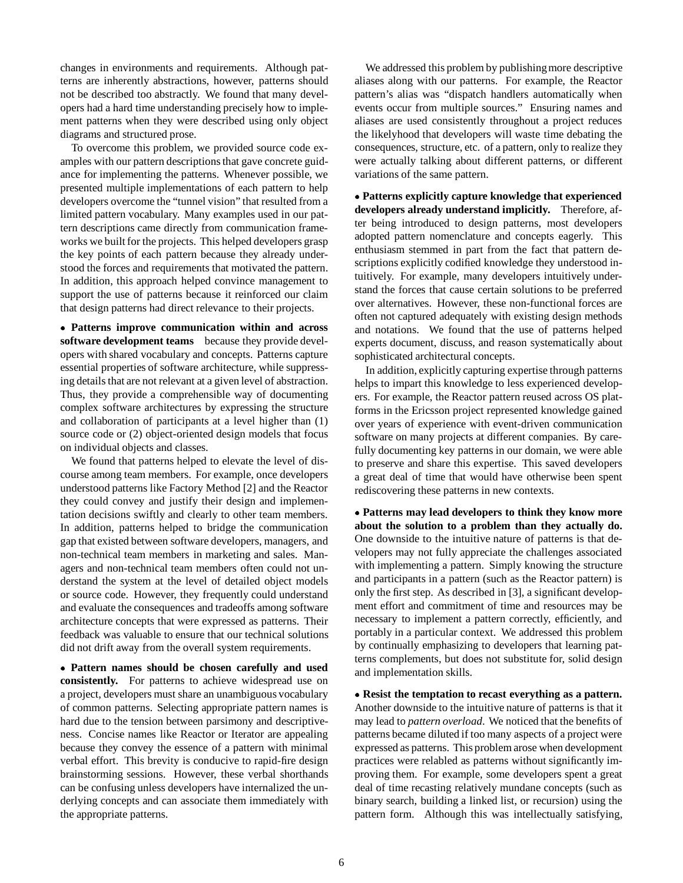changes in environments and requirements. Although patterns are inherently abstractions, however, patterns should not be described too abstractly. We found that many developers had a hard time understanding precisely how to implement patterns when they were described using only object diagrams and structured prose.

To overcome this problem, we provided source code examples with our pattern descriptions that gave concrete guidance for implementing the patterns. Whenever possible, we presented multiple implementations of each pattern to help developers overcome the "tunnel vision" that resulted from a limited pattern vocabulary. Many examples used in our pattern descriptions came directly from communication frameworks we built for the projects. This helped developers grasp the key points of each pattern because they already understood the forces and requirements that motivated the pattern. In addition, this approach helped convince management to support the use of patterns because it reinforced our claim that design patterns had direct relevance to their projects.

- **Patterns improve communication within and across software development teams** because they provide developers with shared vocabulary and concepts. Patterns capture essential properties of software architecture, while suppressing details that are not relevant at a given level of abstraction. Thus, they provide a comprehensible way of documenting complex software architectures by expressing the structure and collaboration of participants at a level higher than (1) source code or (2) object-oriented design models that focus on individual objects and classes.

We found that patterns helped to elevate the level of discourse among team members. For example, once developers understood patterns like Factory Method [2] and the Reactor they could convey and justify their design and implementation decisions swiftly and clearly to other team members. In addition, patterns helped to bridge the communication gap that existed between software developers, managers, and non-technical team members in marketing and sales. Managers and non-technical team members often could not understand the system at the level of detailed object models or source code. However, they frequently could understand and evaluate the consequences and tradeoffs among software architecture concepts that were expressed as patterns. Their feedback was valuable to ensure that our technical solutions did not drift away from the overall system requirements.

- **Pattern names should be chosen carefully and used consistently.** For patterns to achieve widespread use on a project, developers must share an unambiguous vocabulary of common patterns. Selecting appropriate pattern names is hard due to the tension between parsimony and descriptiveness. Concise names like Reactor or Iterator are appealing because they convey the essence of a pattern with minimal verbal effort. This brevity is conducive to rapid-fire design brainstorming sessions. However, these verbal shorthands can be confusing unless developers have internalized the underlying concepts and can associate them immediately with the appropriate patterns.

We addressed this problem by publishing more descriptive aliases along with our patterns. For example, the Reactor pattern's alias was "dispatch handlers automatically when events occur from multiple sources." Ensuring names and aliases are used consistently throughout a project reduces the likelyhood that developers will waste time debating the consequences, structure, etc. of a pattern, only to realize they were actually talking about different patterns, or different variations of the same pattern.

- **Patterns explicitly capture knowledge that experienced developers already understand implicitly.** Therefore, after being introduced to design patterns, most developers adopted pattern nomenclature and concepts eagerly. This enthusiasm stemmed in part from the fact that pattern descriptions explicitly codified knowledge they understood intuitively. For example, many developers intuitively understand the forces that cause certain solutions to be preferred over alternatives. However, these non-functional forces are often not captured adequately with existing design methods and notations. We found that the use of patterns helped experts document, discuss, and reason systematically about sophisticated architectural concepts.

In addition, explicitly capturing expertise through patterns helps to impart this knowledge to less experienced developers. For example, the Reactor pattern reused across OS platforms in the Ericsson project represented knowledge gained over years of experience with event-driven communication software on many projects at different companies. By carefully documenting key patterns in our domain, we were able to preserve and share this expertise. This saved developers a great deal of time that would have otherwise been spent rediscovering these patterns in new contexts.

- **Patterns may lead developers to think they know more about the solution to a problem than they actually do.** One downside to the intuitive nature of patterns is that developers may not fully appreciate the challenges associated with implementing a pattern. Simply knowing the structure and participants in a pattern (such as the Reactor pattern) is only the first step. As described in [3], a significant development effort and commitment of time and resources may be necessary to implement a pattern correctly, efficiently, and portably in a particular context. We addressed this problem by continually emphasizing to developers that learning patterns complements, but does not substitute for, solid design and implementation skills.

- **Resist the temptation to recast everything as a pattern.** Another downside to the intuitive nature of patterns is that it may lead to *pattern overload*. We noticed that the benefits of patterns became diluted if too many aspects of a project were expressed as patterns. This problem arose when development practices were relabled as patterns without significantly improving them. For example, some developers spent a great deal of time recasting relatively mundane concepts (such as binary search, building a linked list, or recursion) using the pattern form. Although this was intellectually satisfying,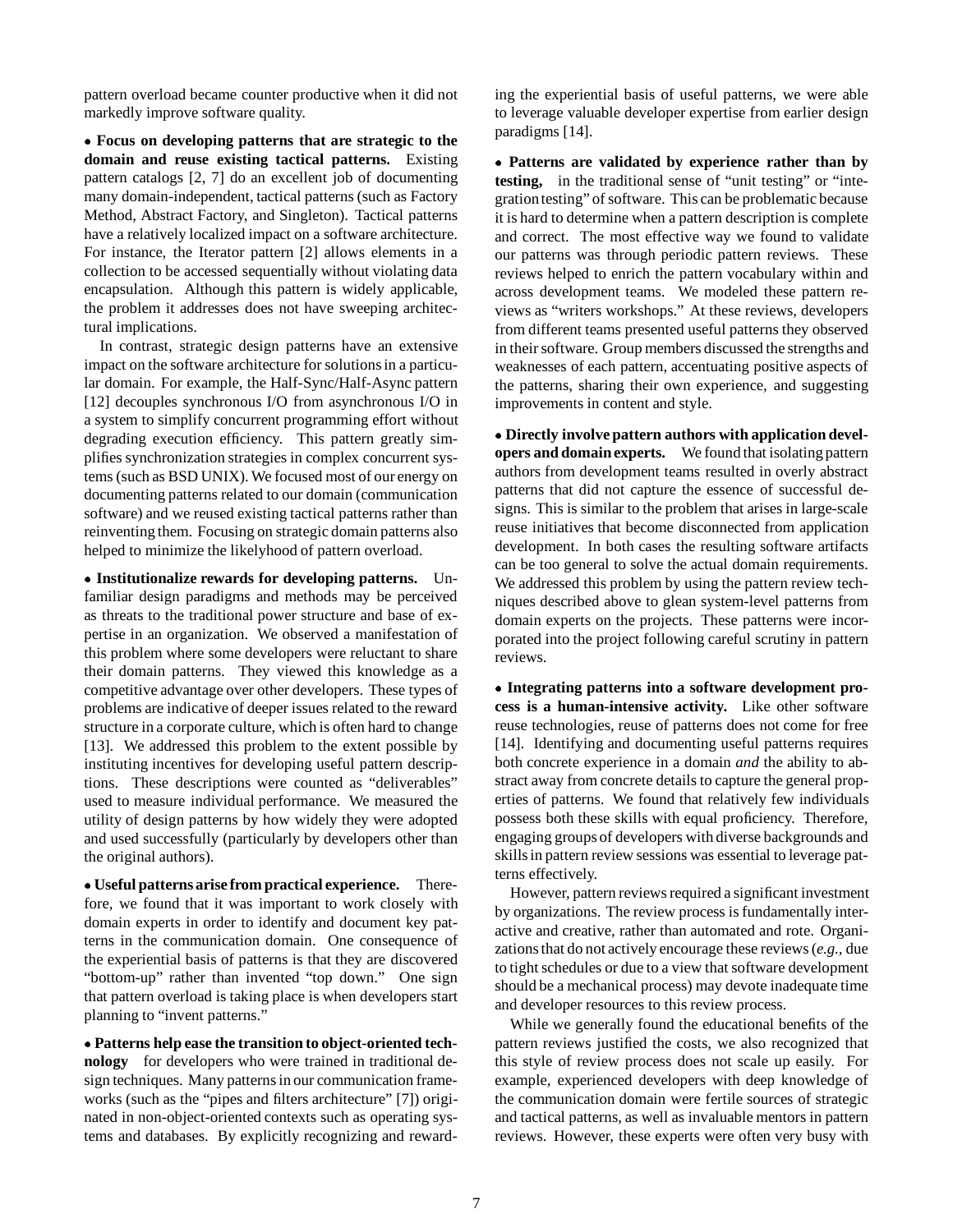pattern overload became counter productive when it did not markedly improve software quality.

- **Focus on developing patterns that are strategic to the domain and reuse existing tactical patterns.** Existing pattern catalogs [2, 7] do an excellent job of documenting many domain-independent, tactical patterns (such as Factory Method, Abstract Factory, and Singleton). Tactical patterns have a relatively localized impact on a software architecture. For instance, the Iterator pattern [2] allows elements in a collection to be accessed sequentially without violating data encapsulation. Although this pattern is widely applicable, the problem it addresses does not have sweeping architectural implications.

  In contrast, strategic design patterns have an extensive impact on the software architecture for solutions in a particular domain. For example, the Half-Sync/Half-Async pattern [12] decouples synchronous I/O from asynchronous I/O in a system to simplify concurrent programming effort without degrading execution efficiency. This pattern greatly simplifies synchronization strategies in complex concurrent systems (such as BSD UNIX). We focused most of our energy on documenting patterns related to our domain (communication software) and we reused existing tactical patterns rather than reinventing them. Focusing on strategic domain patterns also helped to minimize the likelyhood of pattern overload.

- **Institutionalize rewards for developing patterns.** Unfamiliar design paradigms and methods may be perceived as threats to the traditional power structure and base of expertise in an organization. We observed a manifestation of this problem where some developers were reluctant to share their domain patterns. They viewed this knowledge as a competitive advantage over other developers. These types of problems are indicative of deeper issues related to the reward structure in a corporate culture, which is often hard to change [13]. We addressed this problem to the extent possible by instituting incentives for developing useful pattern descriptions. These descriptions were counted as "deliverables" used to measure individual performance. We measured the utility of design patterns by how widely they were adopted and used successfully (particularly by developers other than the original authors).

- **Useful patterns arise from practical experience.** Therefore, we found that it was important to work closely with domain experts in order to identify and document key patterns in the communication domain. One consequence of the experiential basis of patterns is that they are discovered "bottom-up" rather than invented "top down." One sign that pattern overload is taking place is when developers start planning to "invent patterns."

- **Patterns help ease the transition to object-oriented technology** for developers who were trained in traditional design techniques. Many patterns in our communication frameworks (such as the "pipes and filters architecture" [7]) originated in non-object-oriented contexts such as operating systems and databases. By explicitly recognizing and rewarding the experiential basis of useful patterns, we were able to leverage valuable developer expertise from earlier design paradigms [14].

- **Patterns are validated by experience rather than by testing,** in the traditional sense of "unit testing" or "integration testing" of software. This can be problematic because it is hard to determine when a pattern description is complete and correct. The most effective way we found to validate our patterns was through periodic pattern reviews. These reviews helped to enrich the pattern vocabulary within and across development teams. We modeled these pattern reviews as "writers workshops." At these reviews, developers from different teams presented useful patterns they observed in their software. Group members discussed the strengths and weaknesses of each pattern, accentuating positive aspects of the patterns, sharing their own experience, and suggesting improvements in content and style.

- **Directly involve pattern authors with application developers and domain experts.** We found that isolating pattern authors from development teams resulted in overly abstract patterns that did not capture the essence of successful designs. This is similar to the problem that arises in large-scale reuse initiatives that become disconnected from application development. In both cases the resulting software artifacts can be too general to solve the actual domain requirements. We addressed this problem by using the pattern review techniques described above to glean system-level patterns from domain experts on the projects. These patterns were incorporated into the project following careful scrutiny in pattern reviews.

- **Integrating patterns into a software development process is a human-intensive activity.** Like other software reuse technologies, reuse of patterns does not come for free [14]. Identifying and documenting useful patterns requires both concrete experience in a domain *and* the ability to abstract away from concrete details to capture the general properties of patterns. We found that relatively few individuals possess both these skills with equal proficiency. Therefore, engaging groups of developers with diverse backgrounds and skills in pattern review sessions was essential to leverage patterns effectively.

  However, pattern reviews required a significant investment by organizations. The review process is fundamentally interactive and creative, rather than automated and rote. Organizations that do not actively encourage these reviews (*e.g.,* due to tight schedules or due to a view that software development should be a mechanical process) may devote inadequate time and developer resources to this review process.

  While we generally found the educational benefits of the pattern reviews justified the costs, we also recognized that this style of review process does not scale up easily. For example, experienced developers with deep knowledge of the communication domain were fertile sources of strategic and tactical patterns, as well as invaluable mentors in pattern reviews. However, these experts were often very busy with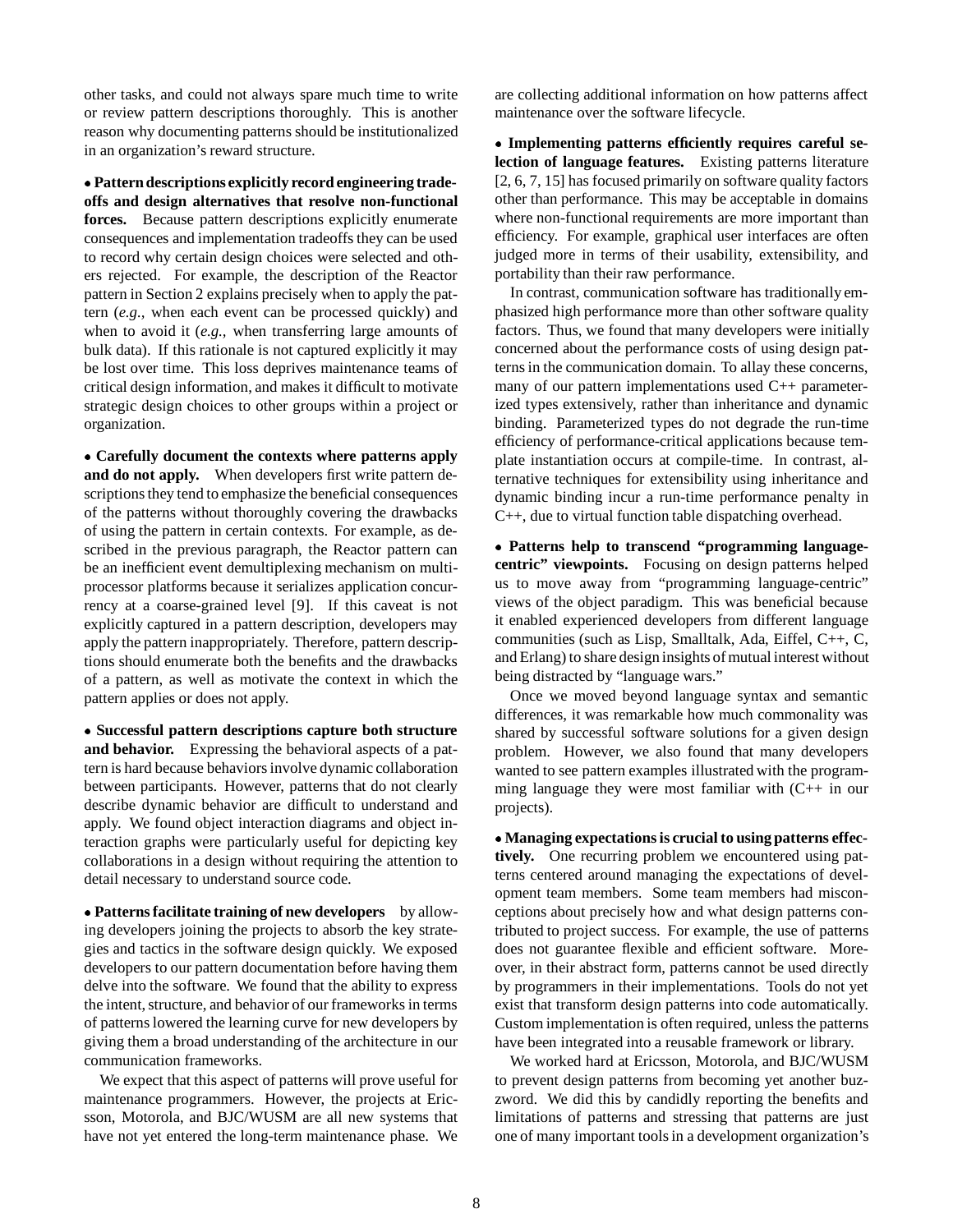other tasks, and could not always spare much time to write or review pattern descriptions thoroughly. This is another reason why documenting patterns should be institutionalized in an organization's reward structure.

- **Pattern descriptions explicitly record engineering tradeoffs and design alternatives that resolve non-functional forces.** Because pattern descriptions explicitly enumerate consequences and implementation tradeoffs they can be used to record why certain design choices were selected and others rejected. For example, the description of the Reactor pattern in Section 2 explains precisely when to apply the pattern (*e.g.,* when each event can be processed quickly) and when to avoid it (*e.g.,* when transferring large amounts of bulk data). If this rationale is not captured explicitly it may be lost over time. This loss deprives maintenance teams of critical design information, and makes it difficult to motivate strategic design choices to other groups within a project or organization.

- **Carefully document the contexts where patterns apply and do not apply.** When developers first write pattern descriptions they tend to emphasize the beneficial consequences of the patterns without thoroughly covering the drawbacks of using the pattern in certain contexts. For example, as described in the previous paragraph, the Reactor pattern can be an inefficient event demultiplexing mechanism on multi-processor platforms because it serializes application concurrency at a coarse-grained level [9]. If this caveat is not explicitly captured in a pattern description, developers may apply the pattern inappropriately. Therefore, pattern descriptions should enumerate both the benefits and the drawbacks of a pattern, as well as motivate the context in which the pattern applies or does not apply.

- **Successful pattern descriptions capture both structure and behavior.** Expressing the behavioral aspects of a pattern is hard because behaviors involve dynamic collaboration between participants. However, patterns that do not clearly describe dynamic behavior are difficult to understand and apply. We found object interaction diagrams and object interaction graphs were particularly useful for depicting key collaborations in a design without requiring the attention to detail necessary to understand source code.

- **Patterns facilitate training of new developers** by allowing developers joining the projects to absorb the key strategies and tactics in the software design quickly. We exposed developers to our pattern documentation before having them delve into the software. We found that the ability to express the intent, structure, and behavior of our frameworks in terms of patterns lowered the learning curve for new developers by giving them a broad understanding of the architecture in our communication frameworks.

  We expect that this aspect of patterns will prove useful for maintenance programmers. However, the projects at Ericsson, Motorola, and BJC/WUSM are all new systems that have not yet entered the long-term maintenance phase. We are collecting additional information on how patterns affect maintenance over the software lifecycle.

- **Implementing patterns efficiently requires careful selection of language features.** Existing patterns literature [2, 6, 7, 15] has focused primarily on software quality factors other than performance. This may be acceptable in domains where non-functional requirements are more important than efficiency. For example, graphical user interfaces are often judged more in terms of their usability, extensibility, and portability than their raw performance.

  In contrast, communication software has traditionally emphasized high performance more than other software quality factors. Thus, we found that many developers were initially concerned about the performance costs of using design patterns in the communication domain. To allay these concerns, many of our pattern implementations used C++ parameterized types extensively, rather than inheritance and dynamic binding. Parameterized types do not degrade the run-time efficiency of performance-critical applications because template instantiation occurs at compile-time. In contrast, alternative techniques for extensibility using inheritance and dynamic binding incur a run-time performance penalty in C++, due to virtual function table dispatching overhead.

- **Patterns help to transcend "programming language-centric" viewpoints.** Focusing on design patterns helped us to move away from "programming language-centric" views of the object paradigm. This was beneficial because it enabled experienced developers from different language communities (such as Lisp, Smalltalk, Ada, Eiffel, C++, C, and Erlang) to share design insights of mutual interest without being distracted by "language wars."

  Once we moved beyond language syntax and semantic differences, it was remarkable how much commonality was shared by successful software solutions for a given design problem. However, we also found that many developers wanted to see pattern examples illustrated with the programming language they were most familiar with (C++ in our projects).

- **Managing expectations is crucial to using patterns effectively.** One recurring problem we encountered using patterns centered around managing the expectations of development team members. Some team members had misconceptions about precisely how and what design patterns contributed to project success. For example, the use of patterns does not guarantee flexible and efficient software. Moreover, in their abstract form, patterns cannot be used directly by programmers in their implementations. Tools do not yet exist that transform design patterns into code automatically. Custom implementation is often required, unless the patterns have been integrated into a reusable framework or library.

  We worked hard at Ericsson, Motorola, and BJC/WUSM to prevent design patterns from becoming yet another buzzword. We did this by candidly reporting the benefits and limitations of patterns and stressing that patterns are just one of many important tools in a development organization's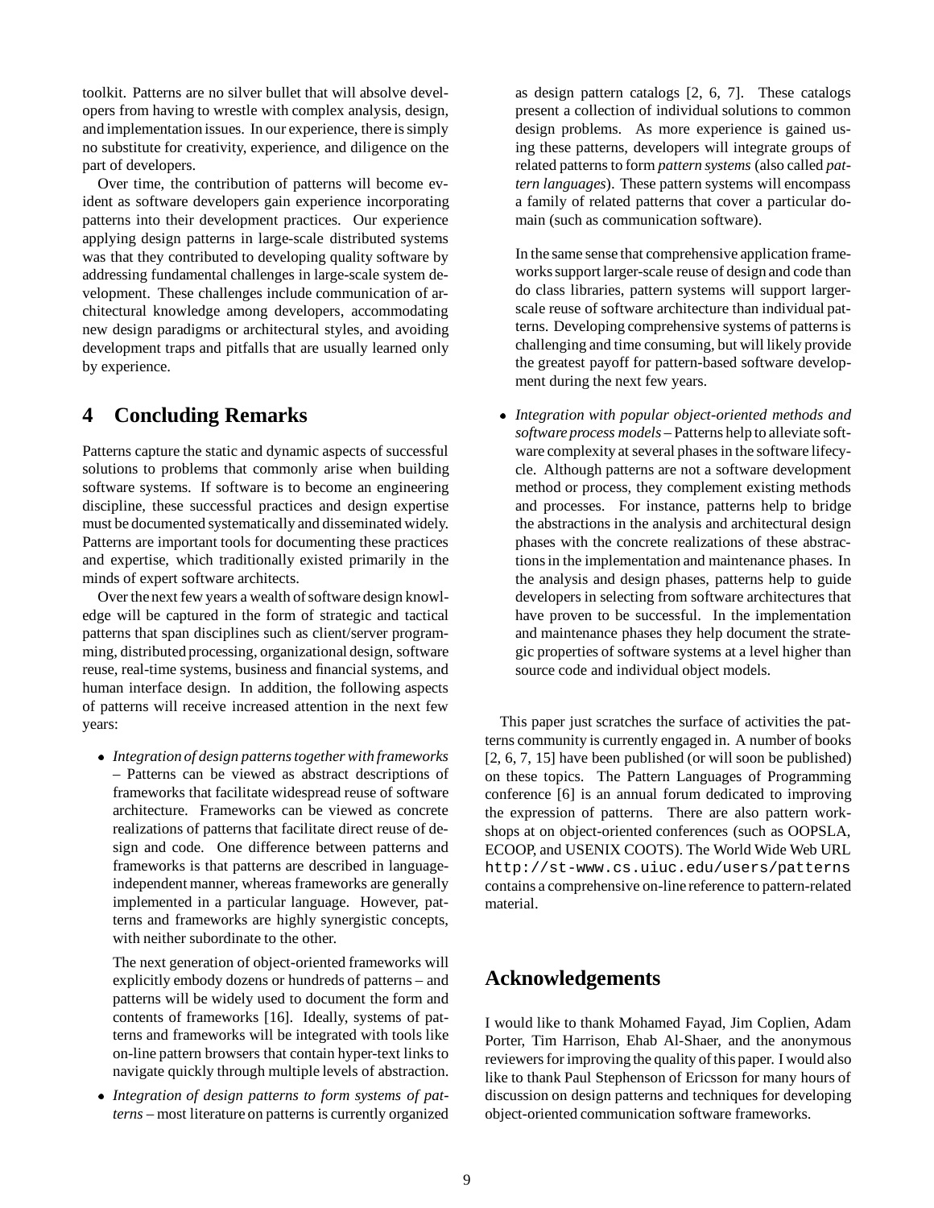toolkit. Patterns are no silver bullet that will absolve developers from having to wrestle with complex analysis, design, and implementation issues. In our experience, there is simply no substitute for creativity, experience, and diligence on the part of developers.

Over time, the contribution of patterns will become evident as software developers gain experience incorporating patterns into their development practices. Our experience applying design patterns in large-scale distributed systems was that they contributed to developing quality software by addressing fundamental challenges in large-scale system development. These challenges include communication of architectural knowledge among developers, accommodating new design paradigms or architectural styles, and avoiding development traps and pitfalls that are usually learned only by experience.

# 4 Concluding Remarks

Patterns capture the static and dynamic aspects of successful solutions to problems that commonly arise when building software systems. If software is to become an engineering discipline, these successful practices and design expertise must be documented systematically and disseminated widely. Patterns are important tools for documenting these practices and expertise, which traditionally existed primarily in the minds of expert software architects.

Over the next few years a wealth of software design knowledge will be captured in the form of strategic and tactical patterns that span disciplines such as client/server programming, distributed processing, organizational design, software reuse, real-time systems, business and financial systems, and human interface design. In addition, the following aspects of patterns will receive increased attention in the next few years:

- *Integration of design patterns together with frameworks* – Patterns can be viewed as abstract descriptions of frameworks that facilitate widespread reuse of software architecture. Frameworks can be viewed as concrete realizations of patterns that facilitate direct reuse of design and code. One difference between patterns and frameworks is that patterns are described in language-independent manner, whereas frameworks are generally implemented in a particular language. However, patterns and frameworks are highly synergistic concepts, with neither subordinate to the other.

  The next generation of object-oriented frameworks will explicitly embody dozens or hundreds of patterns – and patterns will be widely used to document the form and contents of frameworks [16]. Ideally, systems of patterns and frameworks will be integrated with tools like on-line pattern browsers that contain hyper-text links to navigate quickly through multiple levels of abstraction.

- *Integration of design patterns to form systems of patterns* – most literature on patterns is currently organized as design pattern catalogs [2, 6, 7]. These catalogs present a collection of individual solutions to common design problems. As more experience is gained using these patterns, developers will integrate groups of related patterns to form *pattern systems* (also called *pattern languages*). These pattern systems will encompass a family of related patterns that cover a particular domain (such as communication software).

  In the same sense that comprehensive application frameworks support larger-scale reuse of design and code than do class libraries, pattern systems will support larger-scale reuse of software architecture than individual patterns. Developing comprehensive systems of patterns is challenging and time consuming, but will likely provide the greatest payoff for pattern-based software development during the next few years.

- *Integration with popular object-oriented methods and software process models* – Patterns help to alleviate software complexity at several phases in the software lifecycle. Although patterns are not a software development method or process, they complement existing methods and processes. For instance, patterns help to bridge the abstractions in the analysis and architectural design phases with the concrete realizations of these abstractions in the implementation and maintenance phases. In the analysis and design phases, patterns help to guide developers in selecting from software architectures that have proven to be successful. In the implementation and maintenance phases they help document the strategic properties of software systems at a level higher than source code and individual object models.

This paper just scratches the surface of activities the patterns community is currently engaged in. A number of books [2, 6, 7, 15] have been published (or will soon be published) on these topics. The Pattern Languages of Programming conference [6] is an annual forum dedicated to improving the expression of patterns. There are also pattern workshops at on object-oriented conferences (such as OOPSLA, ECOOP, and USENIX COOTS). The World Wide Web URL `http://st-www.cs.uiuc.edu/users/patterns` contains a comprehensive on-line reference to pattern-related material.

# Acknowledgements

I would like to thank Mohamed Fayad, Jim Coplien, Adam Porter, Tim Harrison, Ehab Al-Shaer, and the anonymous reviewers for improving the quality of this paper. I would also like to thank Paul Stephenson of Ericsson for many hours of discussion on design patterns and techniques for developing object-oriented communication software frameworks.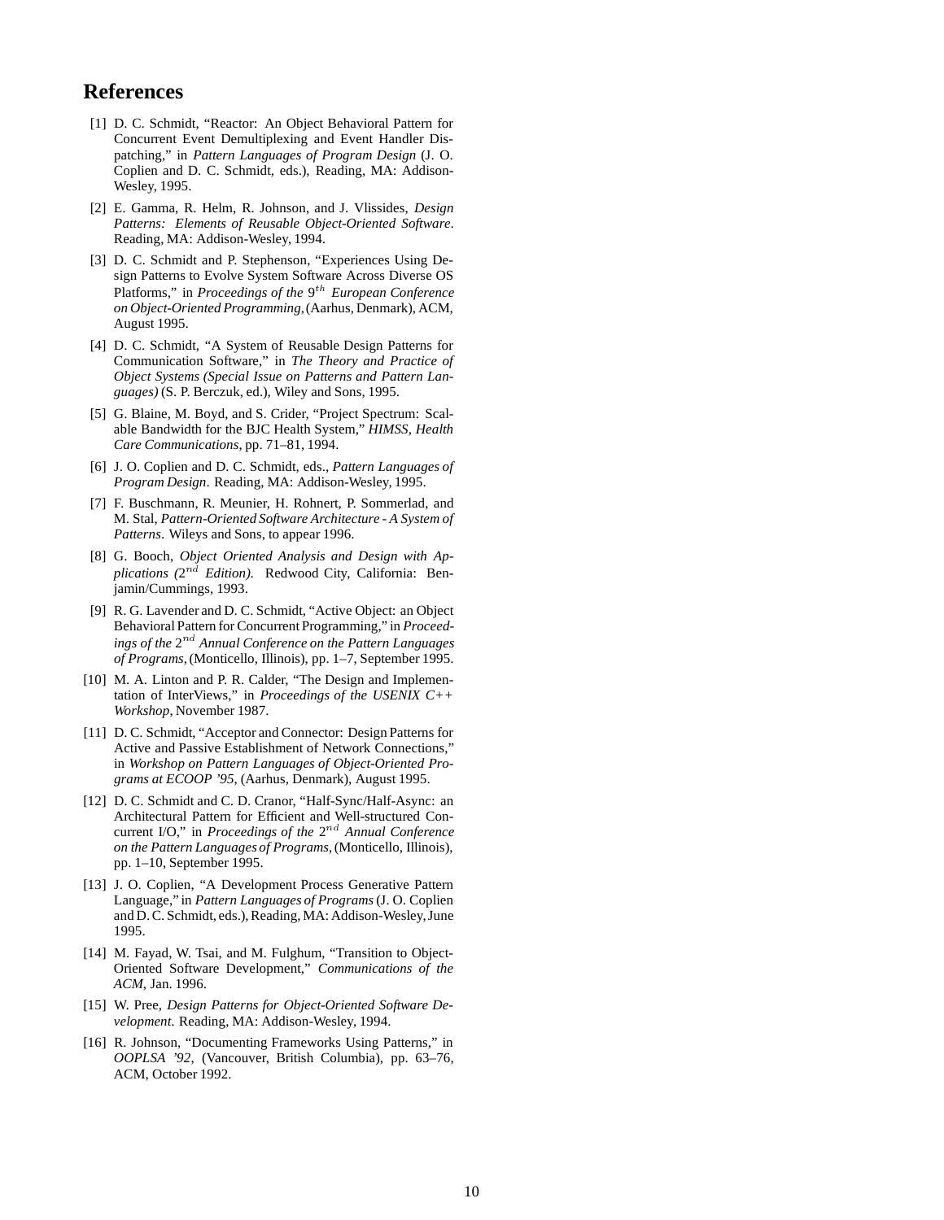## References

[1] D. C. Schmidt, "Reactor: An Object Behavioral Pattern for Concurrent Event Demultiplexing and Event Handler Dispatching," in *Pattern Languages of Program Design* (J. O. Coplien and D. C. Schmidt, eds.), Reading, MA: Addison-Wesley, 1995.

[2] E. Gamma, R. Helm, R. Johnson, and J. Vlissides, *Design Patterns: Elements of Reusable Object-Oriented Software*. Reading, MA: Addison-Wesley, 1994.

[3] D. C. Schmidt and P. Stephenson, "Experiences Using Design Patterns to Evolve System Software Across Diverse OS Platforms," in *Proceedings of the* $9^{th}$ *European Conference on Object-Oriented Programming*, (Aarhus, Denmark), ACM, August 1995.

[4] D. C. Schmidt, "A System of Reusable Design Patterns for Communication Software," in *The Theory and Practice of Object Systems (Special Issue on Patterns and Pattern Languages)* (S. P. Berczuk, ed.), Wiley and Sons, 1995.

[5] G. Blaine, M. Boyd, and S. Crider, "Project Spectrum: Scalable Bandwidth for the BJC Health System," *HIMSS, Health Care Communications*, pp. 71–81, 1994.

[6] J. O. Coplien and D. C. Schmidt, eds., *Pattern Languages of Program Design*. Reading, MA: Addison-Wesley, 1995.

[7] F. Buschmann, R. Meunier, H. Rohnert, P. Sommerlad, and M. Stal, *Pattern-Oriented Software Architecture - A System of Patterns*. Wileys and Sons, to appear 1996.

[8] G. Booch, *Object Oriented Analysis and Design with Applications (*$2^{nd}$ *Edition)*. Redwood City, California: Benjamin/Cummings, 1993.

[9] R. G. Lavender and D. C. Schmidt, "Active Object: an Object Behavioral Pattern for Concurrent Programming," in *Proceedings of the* $2^{nd}$ *Annual Conference on the Pattern Languages of Programs*, (Monticello, Illinois), pp. 1–7, September 1995.

[10] M. A. Linton and P. R. Calder, "The Design and Implementation of InterViews," in *Proceedings of the USENIX C++ Workshop*, November 1987.

[11] D. C. Schmidt, "Acceptor and Connector: Design Patterns for Active and Passive Establishment of Network Connections," in *Workshop on Pattern Languages of Object-Oriented Programs at ECOOP '95*, (Aarhus, Denmark), August 1995.

[12] D. C. Schmidt and C. D. Cranor, "Half-Sync/Half-Async: an Architectural Pattern for Efficient and Well-structured Concurrent I/O," in *Proceedings of the* $2^{nd}$ *Annual Conference on the Pattern Languages of Programs*, (Monticello, Illinois), pp. 1–10, September 1995.

[13] J. O. Coplien, "A Development Process Generative Pattern Language," in *Pattern Languages of Programs* (J. O. Coplien and D. C. Schmidt, eds.), Reading, MA: Addison-Wesley, June 1995.

[14] M. Fayad, W. Tsai, and M. Fulghum, "Transition to Object-Oriented Software Development," *Communications of the ACM*, Jan. 1996.

[15] W. Pree, *Design Patterns for Object-Oriented Software Development*. Reading, MA: Addison-Wesley, 1994.

[16] R. Johnson, "Documenting Frameworks Using Patterns," in *OOPLSA '92*, (Vancouver, British Columbia), pp. 63–76, ACM, October 1992.